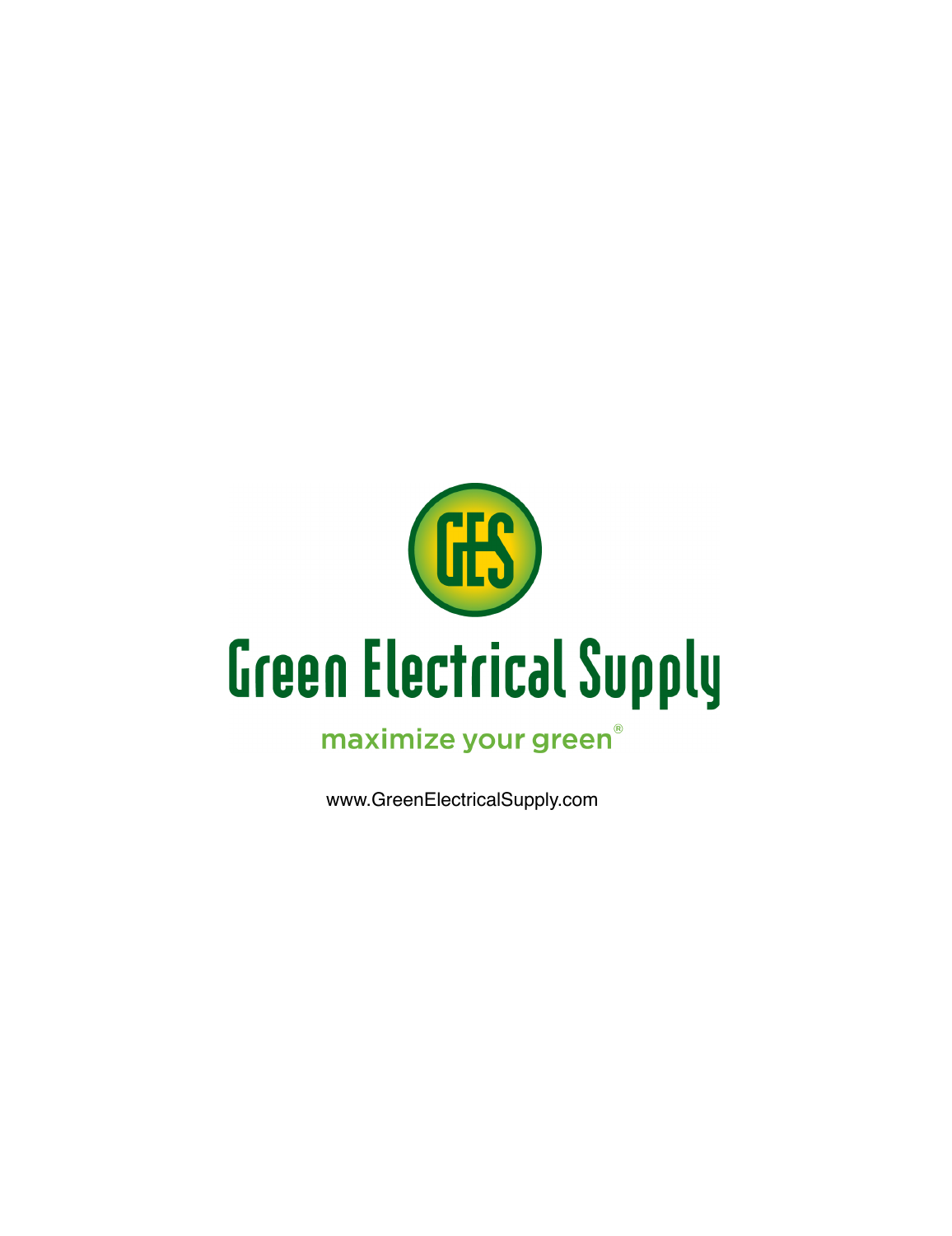GES

# Green Electrical Supply

maximize your green®

www.GreenElectricalSupply.com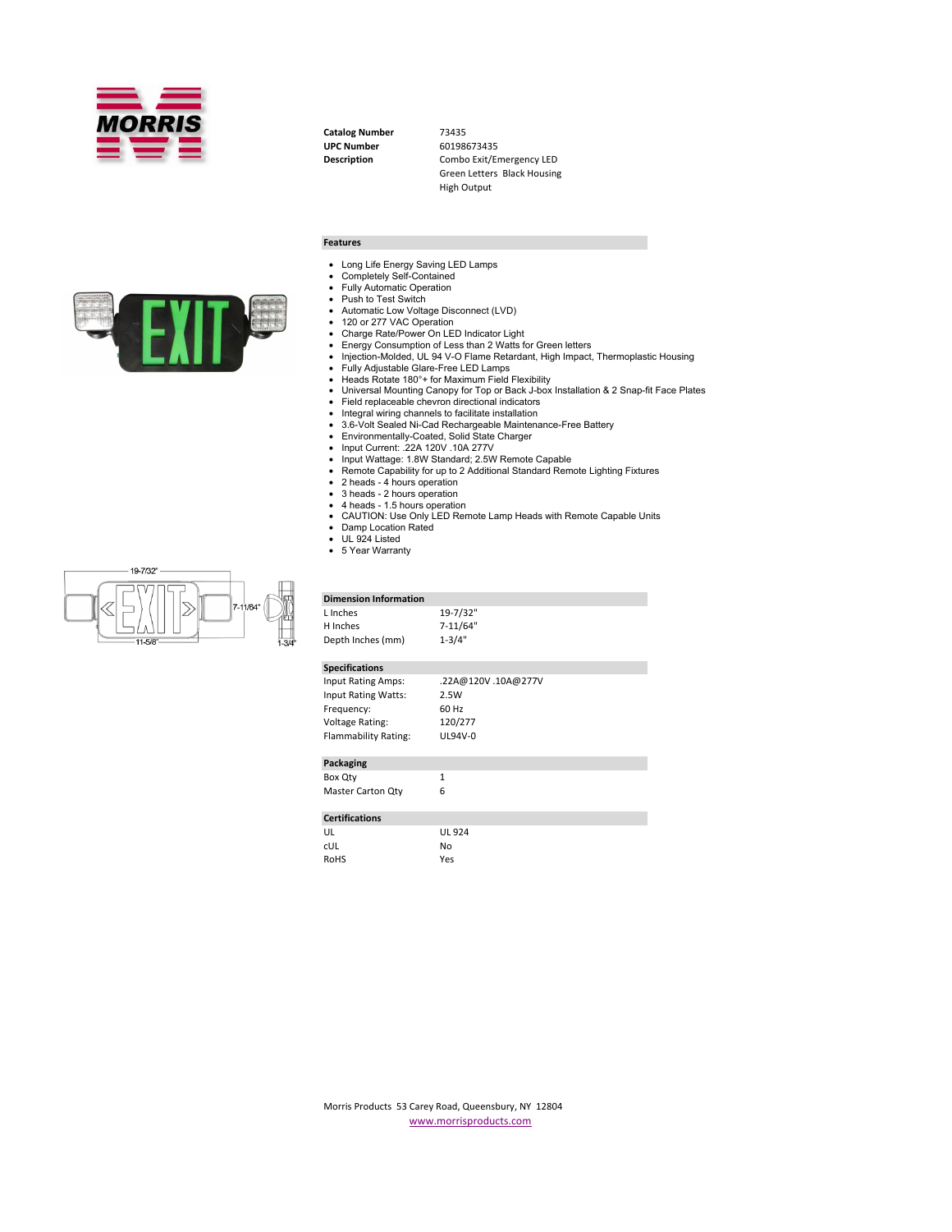| | |
|---|---|
| **Catalog Number** | 73435 |
| **UPC Number** | 60198673435 |
| **Description** | Combo Exit/Emergency LED Green Letters Black Housing High Output |

## Features

- Long Life Energy Saving LED Lamps
- Completely Self-Contained
- Fully Automatic Operation
- Push to Test Switch
- Automatic Low Voltage Disconnect (LVD)
- 120 or 277 VAC Operation
- Charge Rate/Power On LED Indicator Light
- Energy Consumption of Less than 2 Watts for Green letters
- Injection-Molded, UL 94 V-O Flame Retardant, High Impact, Thermoplastic Housing
- Fully Adjustable Glare-Free LED Lamps
- Heads Rotate 180°+ for Maximum Field Flexibility
- Universal Mounting Canopy for Top or Back J-box Installation & 2 Snap-fit Face Plates
- Field replaceable chevron directional indicators
- Integral wiring channels to facilitate installation
- 3.6-Volt Sealed Ni-Cad Rechargeable Maintenance-Free Battery
- Environmentally-Coated, Solid State Charger
- Input Current: .22A 120V .10A 277V
- Input Wattage: 1.8W Standard; 2.5W Remote Capable
- Remote Capability for up to 2 Additional Standard Remote Lighting Fixtures
- 2 heads - 4 hours operation
- 3 heads - 2 hours operation
- 4 heads - 1.5 hours operation
- CAUTION: Use Only LED Remote Lamp Heads with Remote Capable Units
- Damp Location Rated
- UL 924 Listed
- 5 Year Warranty

19-7/32"
7-11/64"
11-5/8"
1-3/4"

| Dimension Information | |
|---|---|
| L Inches | 19-7/32" |
| H Inches | 7-11/64" |
| Depth Inches (mm) | 1-3/4" |

| Specifications | |
|---|---|
| Input Rating Amps: | .22A@120V .10A@277V |
| Input Rating Watts: | 2.5W |
| Frequency: | 60 Hz |
| Voltage Rating: | 120/277 |
| Flammability Rating: | UL94V-0 |

| Packaging | |
|---|---|
| Box Qty | 1 |
| Master Carton Qty | 6 |

| Certifications | |
|---|---|
| UL | UL 924 |
| cUL | No |
| RoHS | Yes |

Morris Products 53 Carey Road, Queensbury, NY 12804
www.morrisproducts.com